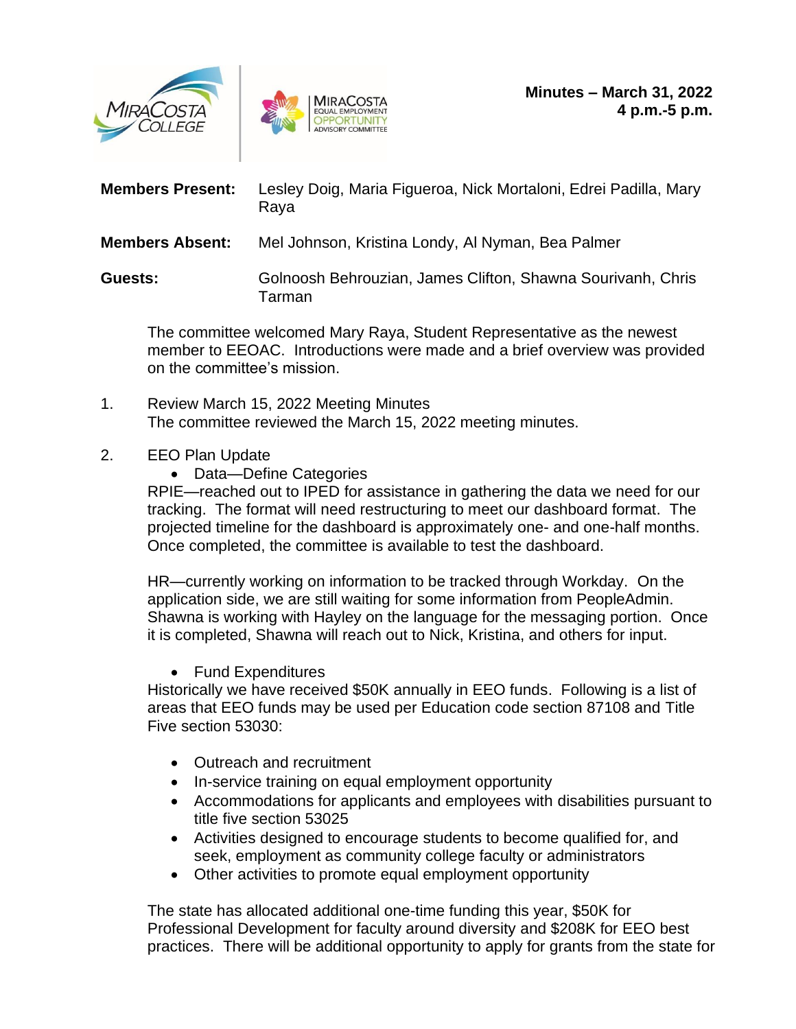**Minutes – March 31, 2022**
**4 p.m.-5 p.m.**

**Members Present:** Lesley Doig, Maria Figueroa, Nick Mortaloni, Edrei Padilla, Mary Raya

**Members Absent:** Mel Johnson, Kristina Londy, Al Nyman, Bea Palmer

**Guests:** Golnoosh Behrouzian, James Clifton, Shawna Sourivanh, Chris Tarman

The committee welcomed Mary Raya, Student Representative as the newest member to EEOAC. Introductions were made and a brief overview was provided on the committee's mission.

1. Review March 15, 2022 Meeting Minutes
   The committee reviewed the March 15, 2022 meeting minutes.

2. EEO Plan Update
   - Data—Define Categories

   RPIE—reached out to IPED for assistance in gathering the data we need for our tracking. The format will need restructuring to meet our dashboard format. The projected timeline for the dashboard is approximately one- and one-half months. Once completed, the committee is available to test the dashboard.

   HR—currently working on information to be tracked through Workday. On the application side, we are still waiting for some information from PeopleAdmin. Shawna is working with Hayley on the language for the messaging portion. Once it is completed, Shawna will reach out to Nick, Kristina, and others for input.

   - Fund Expenditures

   Historically we have received $50K annually in EEO funds. Following is a list of areas that EEO funds may be used per Education code section 87108 and Title Five section 53030:

   - Outreach and recruitment
   - In-service training on equal employment opportunity
   - Accommodations for applicants and employees with disabilities pursuant to title five section 53025
   - Activities designed to encourage students to become qualified for, and seek, employment as community college faculty or administrators
   - Other activities to promote equal employment opportunity

   The state has allocated additional one-time funding this year, $50K for Professional Development for faculty around diversity and $208K for EEO best practices. There will be additional opportunity to apply for grants from the state for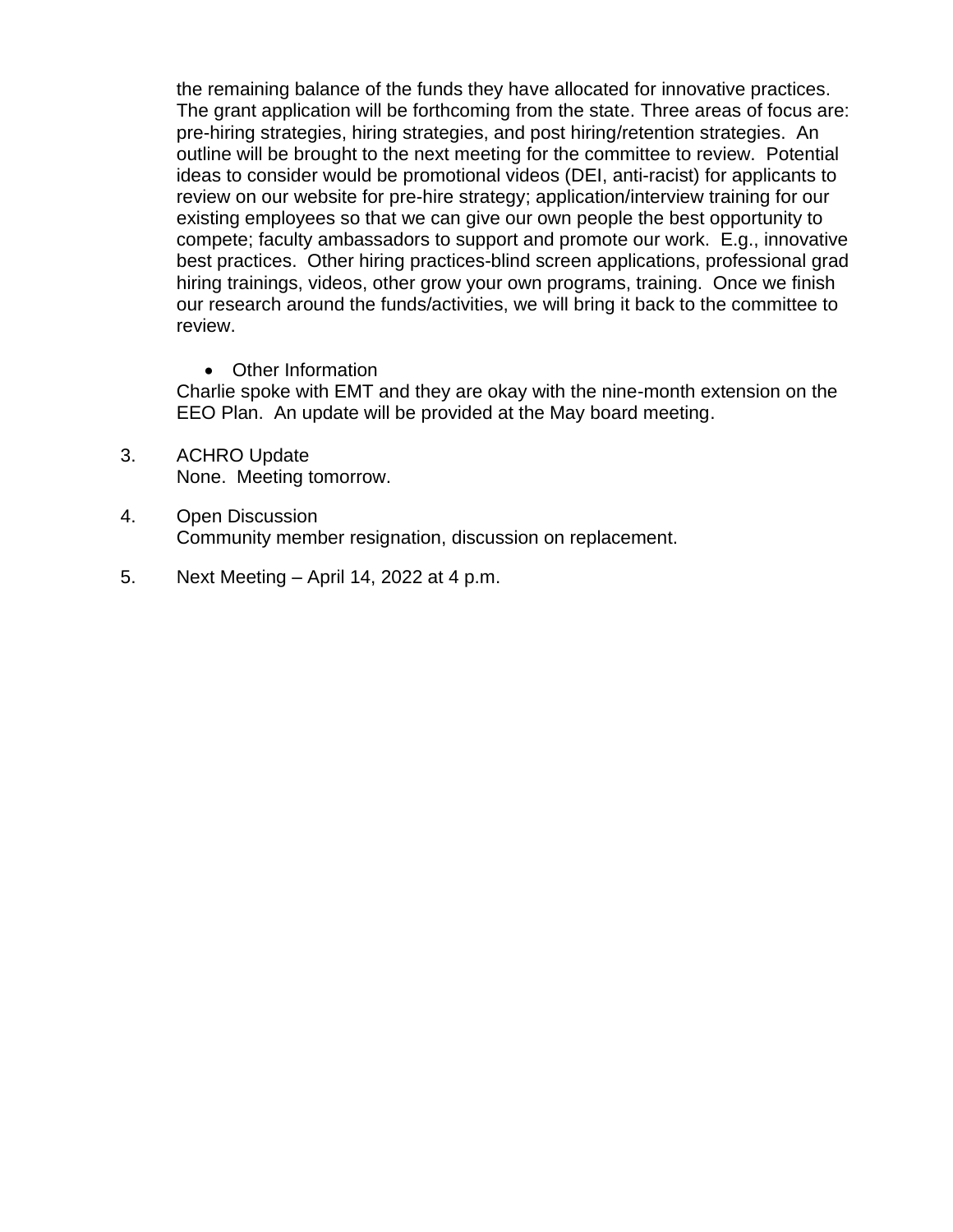the remaining balance of the funds they have allocated for innovative practices. The grant application will be forthcoming from the state. Three areas of focus are: pre-hiring strategies, hiring strategies, and post hiring/retention strategies. An outline will be brought to the next meeting for the committee to review. Potential ideas to consider would be promotional videos (DEI, anti-racist) for applicants to review on our website for pre-hire strategy; application/interview training for our existing employees so that we can give our own people the best opportunity to compete; faculty ambassadors to support and promote our work. E.g., innovative best practices. Other hiring practices-blind screen applications, professional grad hiring trainings, videos, other grow your own programs, training. Once we finish our research around the funds/activities, we will bring it back to the committee to review.

- Other Information

Charlie spoke with EMT and they are okay with the nine-month extension on the EEO Plan. An update will be provided at the May board meeting.

3. ACHRO Update
   None. Meeting tomorrow.

4. Open Discussion
   Community member resignation, discussion on replacement.

5. Next Meeting – April 14, 2022 at 4 p.m.